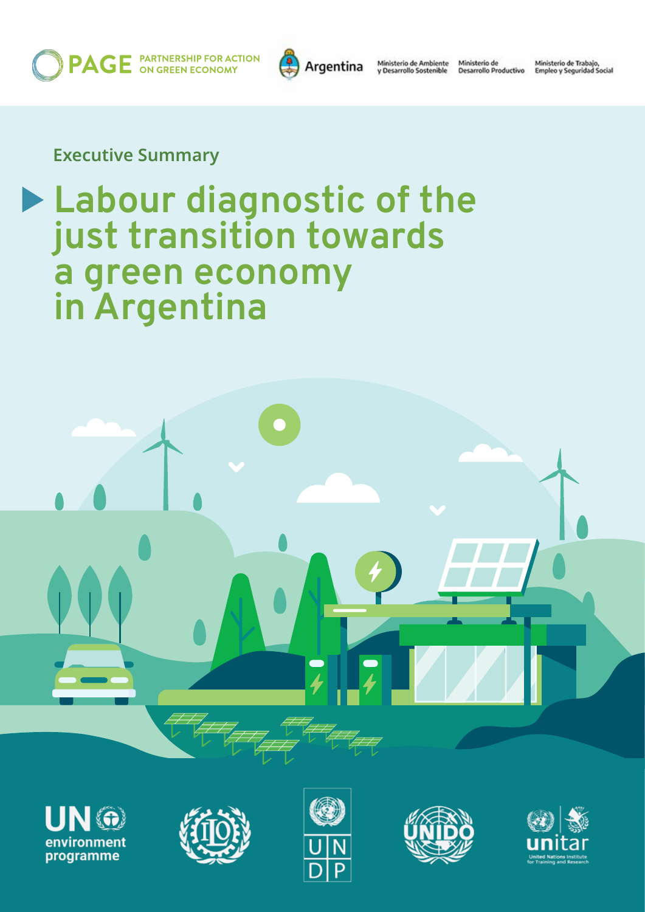PAGE PARTNERSHIP FOR ACTION ON GREEN ECONOMY

Argentina

Ministerio de Ambiente y Desarrollo Sostenible

Ministerio de Desarrollo Productivo

Ministerio de Trabajo, Empleo y Seguridad Social

Executive Summary

# Labour diagnostic of the just transition towards a green economy in Argentina

UN environment programme

ILO

UNDP

UNIDO

unitar United Nations Institute for Training and Research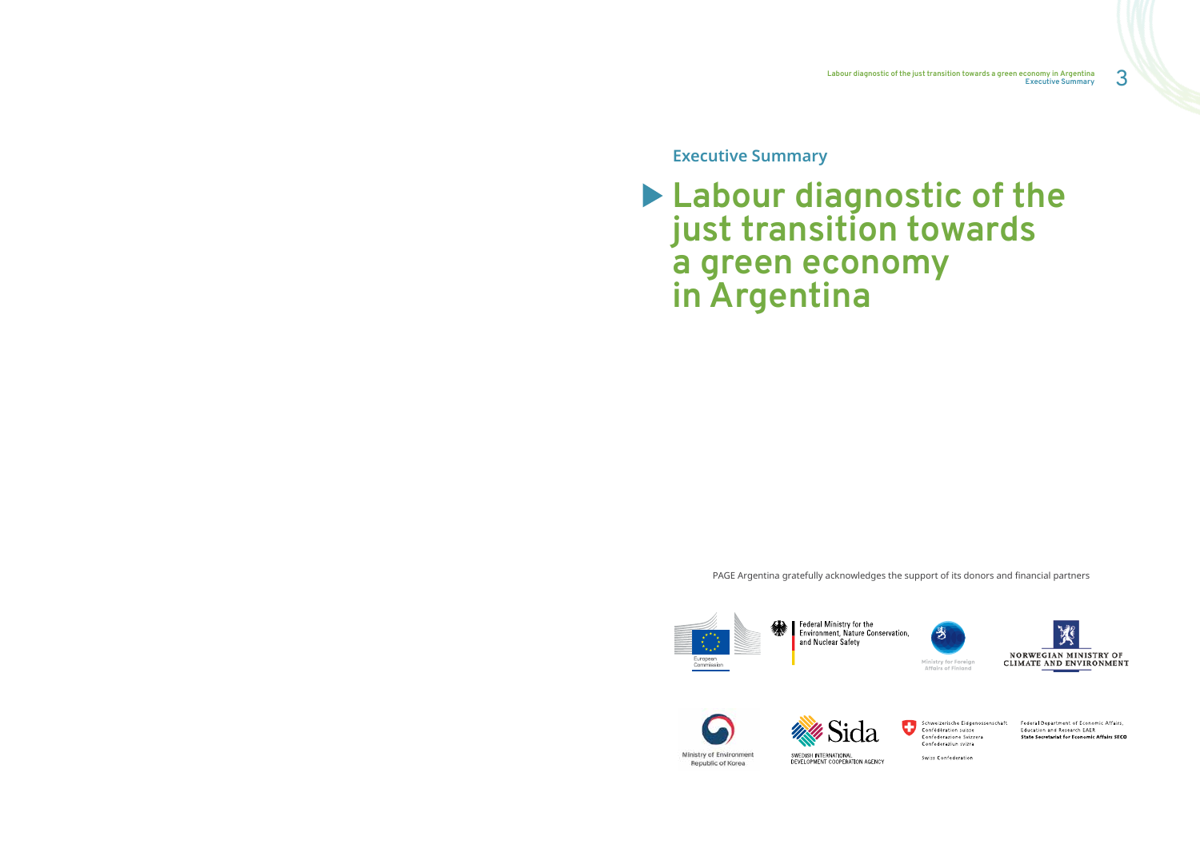## Executive Summary

# Labour diagnostic of the just transition towards a green economy in Argentina

PAGE Argentina gratefully acknowledges the support of its donors and financial partners

European Commission

Federal Ministry for the Environment, Nature Conservation, and Nuclear Safety

Ministry for Foreign Affairs of Finland

NORWEGIAN MINISTRY OF CLIMATE AND ENVIRONMENT

Ministry of Environment Republic of Korea

Sida SWEDISH INTERNATIONAL DEVELOPMENT COOPERATION AGENCY

Schweizerische Eidgenossenschaft
Confédération suisse
Confederazione Svizzera
Confederaziun svizra

Swiss Confederation

Federal Department of Economic Affairs, Education and Research EAER
**State Secretariat for Economic Affairs SECO**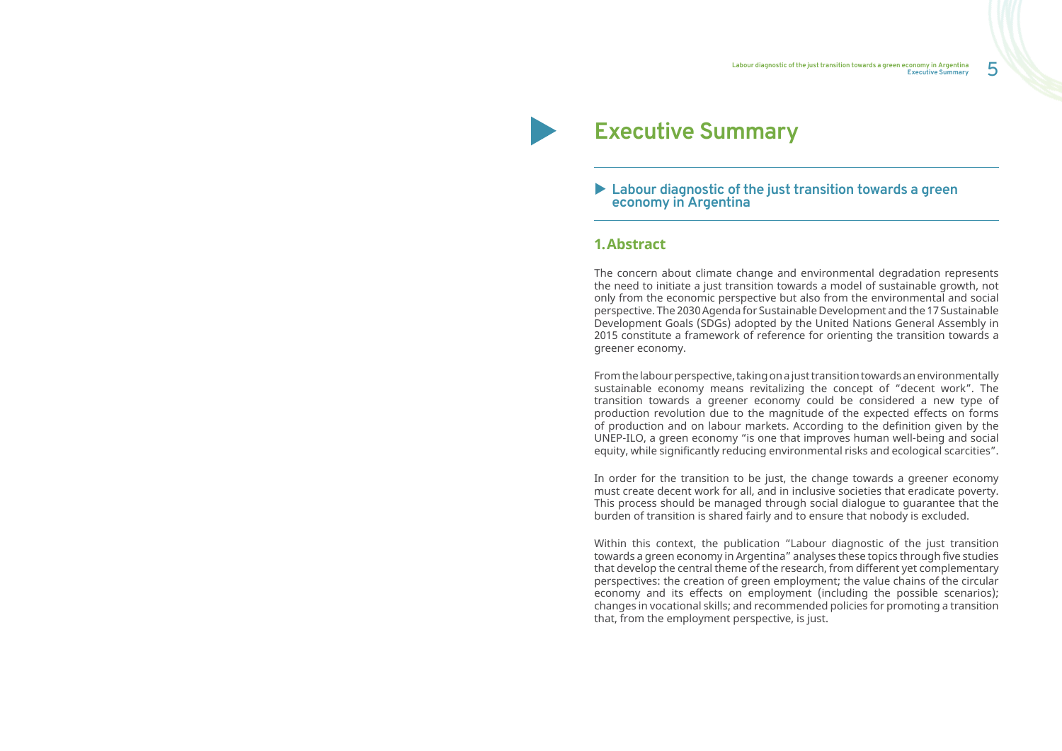# Executive Summary

## Labour diagnostic of the just transition towards a green economy in Argentina

### 1. Abstract

The concern about climate change and environmental degradation represents the need to initiate a just transition towards a model of sustainable growth, not only from the economic perspective but also from the environmental and social perspective. The 2030 Agenda for Sustainable Development and the 17 Sustainable Development Goals (SDGs) adopted by the United Nations General Assembly in 2015 constitute a framework of reference for orienting the transition towards a greener economy.

From the labour perspective, taking on a just transition towards an environmentally sustainable economy means revitalizing the concept of "decent work". The transition towards a greener economy could be considered a new type of production revolution due to the magnitude of the expected effects on forms of production and on labour markets. According to the definition given by the UNEP-ILO, a green economy "is one that improves human well-being and social equity, while significantly reducing environmental risks and ecological scarcities".

In order for the transition to be just, the change towards a greener economy must create decent work for all, and in inclusive societies that eradicate poverty. This process should be managed through social dialogue to guarantee that the burden of transition is shared fairly and to ensure that nobody is excluded.

Within this context, the publication "Labour diagnostic of the just transition towards a green economy in Argentina" analyses these topics through five studies that develop the central theme of the research, from different yet complementary perspectives: the creation of green employment; the value chains of the circular economy and its effects on employment (including the possible scenarios); changes in vocational skills; and recommended policies for promoting a transition that, from the employment perspective, is just.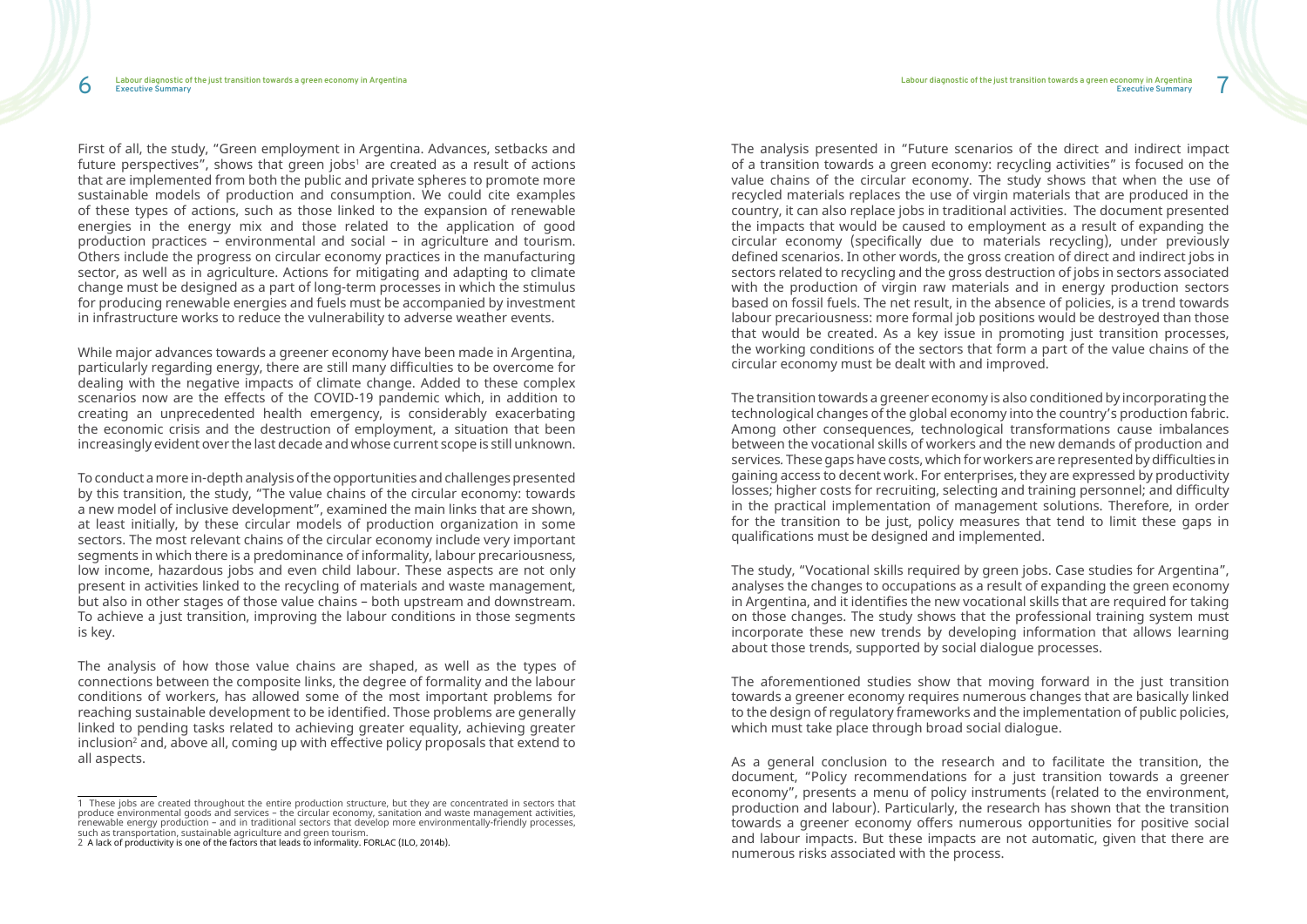First of all, the study, "Green employment in Argentina. Advances, setbacks and future perspectives", shows that green jobs[1] are created as a result of actions that are implemented from both the public and private spheres to promote more sustainable models of production and consumption. We could cite examples of these types of actions, such as those linked to the expansion of renewable energies in the energy mix and those related to the application of good production practices – environmental and social – in agriculture and tourism. Others include the progress on circular economy practices in the manufacturing sector, as well as in agriculture. Actions for mitigating and adapting to climate change must be designed as a part of long-term processes in which the stimulus for producing renewable energies and fuels must be accompanied by investment in infrastructure works to reduce the vulnerability to adverse weather events.

While major advances towards a greener economy have been made in Argentina, particularly regarding energy, there are still many difficulties to be overcome for dealing with the negative impacts of climate change. Added to these complex scenarios now are the effects of the COVID-19 pandemic which, in addition to creating an unprecedented health emergency, is considerably exacerbating the economic crisis and the destruction of employment, a situation that been increasingly evident over the last decade and whose current scope is still unknown.

To conduct a more in-depth analysis of the opportunities and challenges presented by this transition, the study, "The value chains of the circular economy: towards a new model of inclusive development", examined the main links that are shown, at least initially, by these circular models of production organization in some sectors. The most relevant chains of the circular economy include very important segments in which there is a predominance of informality, labour precariousness, low income, hazardous jobs and even child labour. These aspects are not only present in activities linked to the recycling of materials and waste management, but also in other stages of those value chains – both upstream and downstream. To achieve a just transition, improving the labour conditions in those segments is key.

The analysis of how those value chains are shaped, as well as the types of connections between the composite links, the degree of formality and the labour conditions of workers, has allowed some of the most important problems for reaching sustainable development to be identified. Those problems are generally linked to pending tasks related to achieving greater equality, achieving greater inclusion[2] and, above all, coming up with effective policy proposals that extend to all aspects.

The analysis presented in "Future scenarios of the direct and indirect impact of a transition towards a green economy: recycling activities" is focused on the value chains of the circular economy. The study shows that when the use of recycled materials replaces the use of virgin materials that are produced in the country, it can also replace jobs in traditional activities. The document presented the impacts that would be caused to employment as a result of expanding the circular economy (specifically due to materials recycling), under previously defined scenarios. In other words, the gross creation of direct and indirect jobs in sectors related to recycling and the gross destruction of jobs in sectors associated with the production of virgin raw materials and in energy production sectors based on fossil fuels. The net result, in the absence of policies, is a trend towards labour precariousness: more formal job positions would be destroyed than those that would be created. As a key issue in promoting just transition processes, the working conditions of the sectors that form a part of the value chains of the circular economy must be dealt with and improved.

The transition towards a greener economy is also conditioned by incorporating the technological changes of the global economy into the country's production fabric. Among other consequences, technological transformations cause imbalances between the vocational skills of workers and the new demands of production and services. These gaps have costs, which for workers are represented by difficulties in gaining access to decent work. For enterprises, they are expressed by productivity losses; higher costs for recruiting, selecting and training personnel; and difficulty in the practical implementation of management solutions. Therefore, in order for the transition to be just, policy measures that tend to limit these gaps in qualifications must be designed and implemented.

The study, "Vocational skills required by green jobs. Case studies for Argentina", analyses the changes to occupations as a result of expanding the green economy in Argentina, and it identifies the new vocational skills that are required for taking on those changes. The study shows that the professional training system must incorporate these new trends by developing information that allows learning about those trends, supported by social dialogue processes.

The aforementioned studies show that moving forward in the just transition towards a greener economy requires numerous changes that are basically linked to the design of regulatory frameworks and the implementation of public policies, which must take place through broad social dialogue.

As a general conclusion to the research and to facilitate the transition, the document, "Policy recommendations for a just transition towards a greener economy", presents a menu of policy instruments (related to the environment, production and labour). Particularly, the research has shown that the transition towards a greener economy offers numerous opportunities for positive social and labour impacts. But these impacts are not automatic, given that there are numerous risks associated with the process.

---

1 These jobs are created throughout the entire production structure, but they are concentrated in sectors that produce environmental goods and services – the circular economy, sanitation and waste management activities, renewable energy production – and in traditional sectors that develop more environmentally-friendly processes, such as transportation, sustainable agriculture and green tourism.

2 A lack of productivity is one of the factors that leads to informality. FORLAC (ILO, 2014b).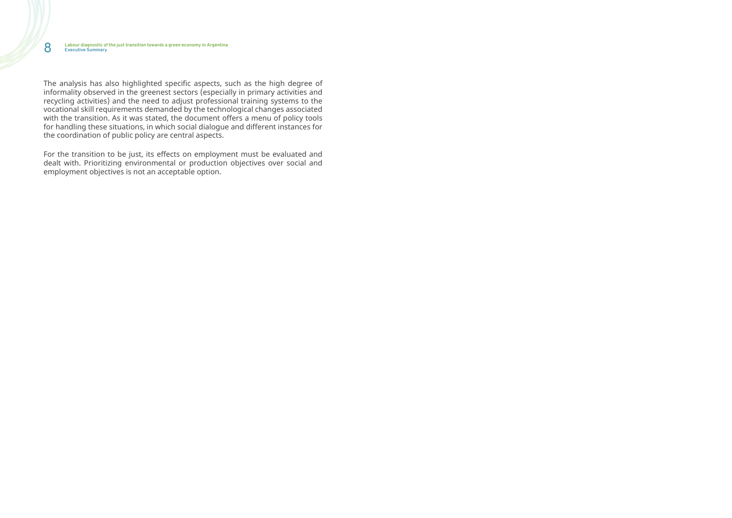The analysis has also highlighted specific aspects, such as the high degree of informality observed in the greenest sectors (especially in primary activities and recycling activities) and the need to adjust professional training systems to the vocational skill requirements demanded by the technological changes associated with the transition. As it was stated, the document offers a menu of policy tools for handling these situations, in which social dialogue and different instances for the coordination of public policy are central aspects.

For the transition to be just, its effects on employment must be evaluated and dealt with. Prioritizing environmental or production objectives over social and employment objectives is not an acceptable option.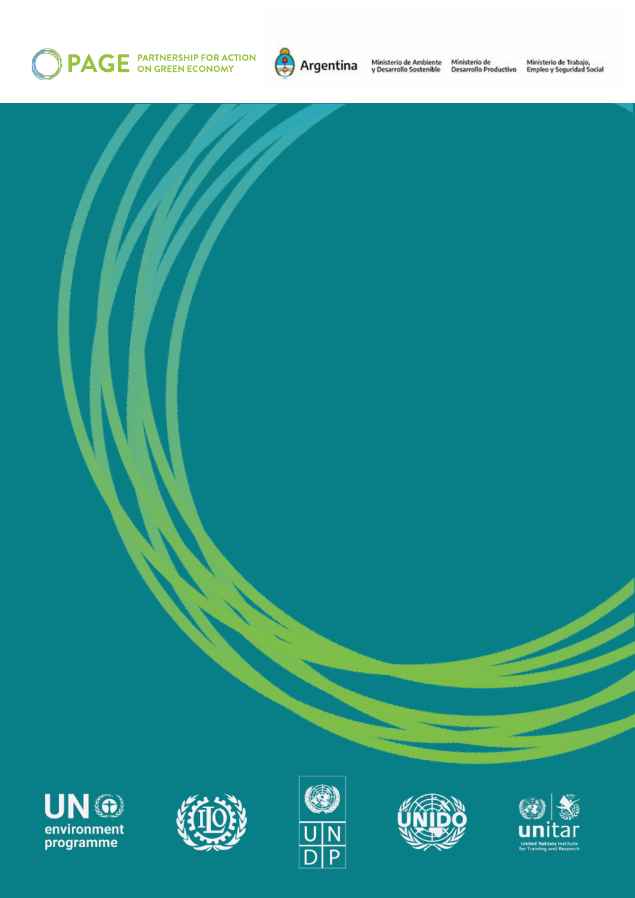PAGE PARTNERSHIP FOR ACTION ON GREEN ECONOMY

Argentina

Ministerio de Ambiente y Desarrollo Sostenible

Ministerio de Desarrollo Productivo

Ministerio de Trabajo, Empleo y Seguridad Social

UN environment programme

ILO

UNDP

UNIDO

unitar United Nations Institute for Training and Research